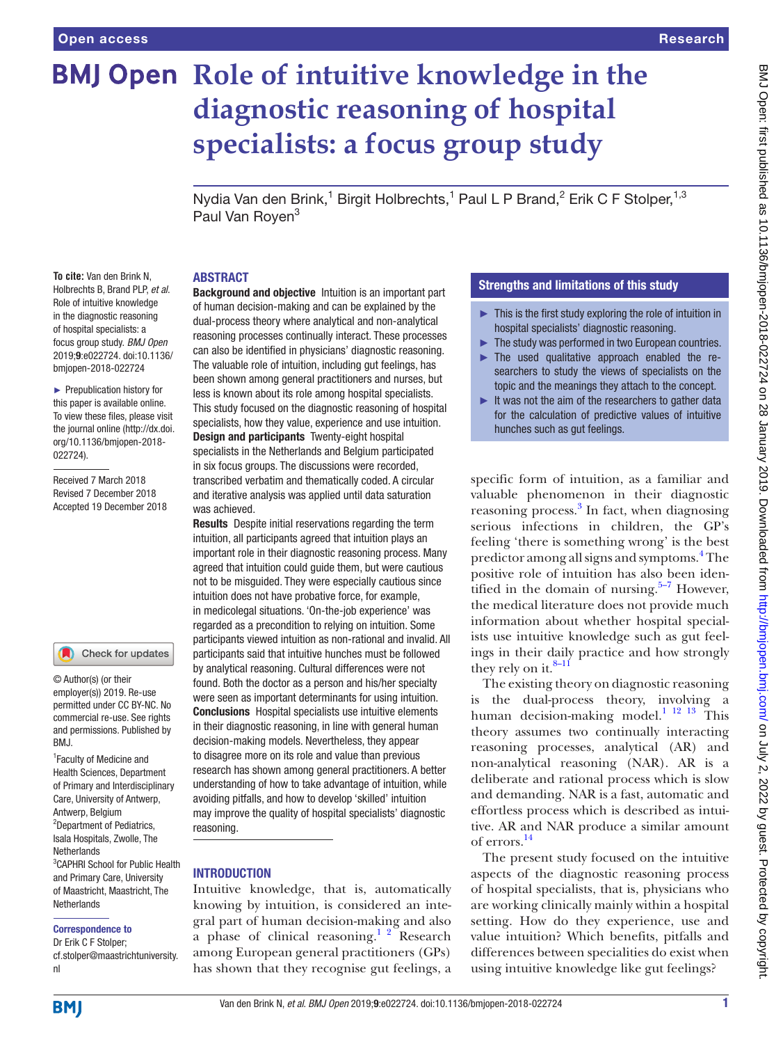# Role of intuitive knowledge in the diagnostic reasoning of hospital specialists: a focus group study

Nydia Van den Brink,[1] Birgit Holbrechts,[1] Paul L P Brand,[2] Erik C F Stolper,[1,3] Paul Van Royen[3]

**To cite:** Van den Brink N, Holbrechts B, Brand PLP, *et al*. Role of intuitive knowledge in the diagnostic reasoning of hospital specialists: a focus group study. *BMJ Open* 2019;**9**:e022724. doi:10.1136/bmjopen-2018-022724

► Prepublication history for this paper is available online. To view these files, please visit the journal online (http://dx.doi.org/10.1136/bmjopen-2018-022724).

Received 7 March 2018
Revised 7 December 2018
Accepted 19 December 2018

© Author(s) (or their employer(s)) 2019. Re-use permitted under CC BY-NC. No commercial re-use. See rights and permissions. Published by BMJ.

[1]Faculty of Medicine and Health Sciences, Department of Primary and Interdisciplinary Care, University of Antwerp, Antwerp, Belgium
[2]Department of Pediatrics, Isala Hospitals, Zwolle, The Netherlands
[3]CAPHRI School for Public Health and Primary Care, University of Maastricht, Maastricht, The Netherlands

**Correspondence to**
Dr Erik C F Stolper;
cf.stolper@maastrichtuniversity.nl

## ABSTRACT

**Background and objective** Intuition is an important part of human decision-making and can be explained by the dual-process theory where analytical and non-analytical reasoning processes continually interact. These processes can also be identified in physicians' diagnostic reasoning. The valuable role of intuition, including gut feelings, has been shown among general practitioners and nurses, but less is known about its role among hospital specialists. This study focused on the diagnostic reasoning of hospital specialists, how they value, experience and use intuition.

**Design and participants** Twenty-eight hospital specialists in the Netherlands and Belgium participated in six focus groups. The discussions were recorded, transcribed verbatim and thematically coded. A circular and iterative analysis was applied until data saturation was achieved.

**Results** Despite initial reservations regarding the term intuition, all participants agreed that intuition plays an important role in their diagnostic reasoning process. Many agreed that intuition could guide them, but were cautious not to be misguided. They were especially cautious since intuition does not have probative force, for example, in medicolegal situations. 'On-the-job experience' was regarded as a precondition to relying on intuition. Some participants viewed intuition as non-rational and invalid. All participants said that intuitive hunches must be followed by analytical reasoning. Cultural differences were not found. Both the doctor as a person and his/her specialty were seen as important determinants for using intuition.

**Conclusions** Hospital specialists use intuitive elements in their diagnostic reasoning, in line with general human decision-making models. Nevertheless, they appear to disagree more on its role and value than previous research has shown among general practitioners. A better understanding of how to take advantage of intuition, while avoiding pitfalls, and how to develop 'skilled' intuition may improve the quality of hospital specialists' diagnostic reasoning.

## Strengths and limitations of this study

- This is the first study exploring the role of intuition in hospital specialists' diagnostic reasoning.
- The study was performed in two European countries.
- The used qualitative approach enabled the researchers to study the views of specialists on the topic and the meanings they attach to the concept.
- It was not the aim of the researchers to gather data for the calculation of predictive values of intuitive hunches such as gut feelings.

## INTRODUCTION

Intuitive knowledge, that is, automatically knowing by intuition, is considered an integral part of human decision-making and also a phase of clinical reasoning.[1 2] Research among European general practitioners (GPs) has shown that they recognise gut feelings, a specific form of intuition, as a familiar and valuable phenomenon in their diagnostic reasoning process.[3] In fact, when diagnosing serious infections in children, the GP's feeling 'there is something wrong' is the best predictor among all signs and symptoms.[4] The positive role of intuition has also been identified in the domain of nursing.[5–7] However, the medical literature does not provide much information about whether hospital specialists use intuitive knowledge such as gut feelings in their daily practice and how strongly they rely on it.[8–11]

The existing theory on diagnostic reasoning is the dual-process theory, involving a human decision-making model.[1 12 13] This theory assumes two continually interacting reasoning processes, analytical (AR) and non-analytical reasoning (NAR). AR is a deliberate and rational process which is slow and demanding. NAR is a fast, automatic and effortless process which is described as intuitive. AR and NAR produce a similar amount of errors.[14]

The present study focused on the intuitive aspects of the diagnostic reasoning process of hospital specialists, that is, physicians who are working clinically mainly within a hospital setting. How do they experience, use and value intuition? Which benefits, pitfalls and differences between specialities do exist when using intuitive knowledge like gut feelings?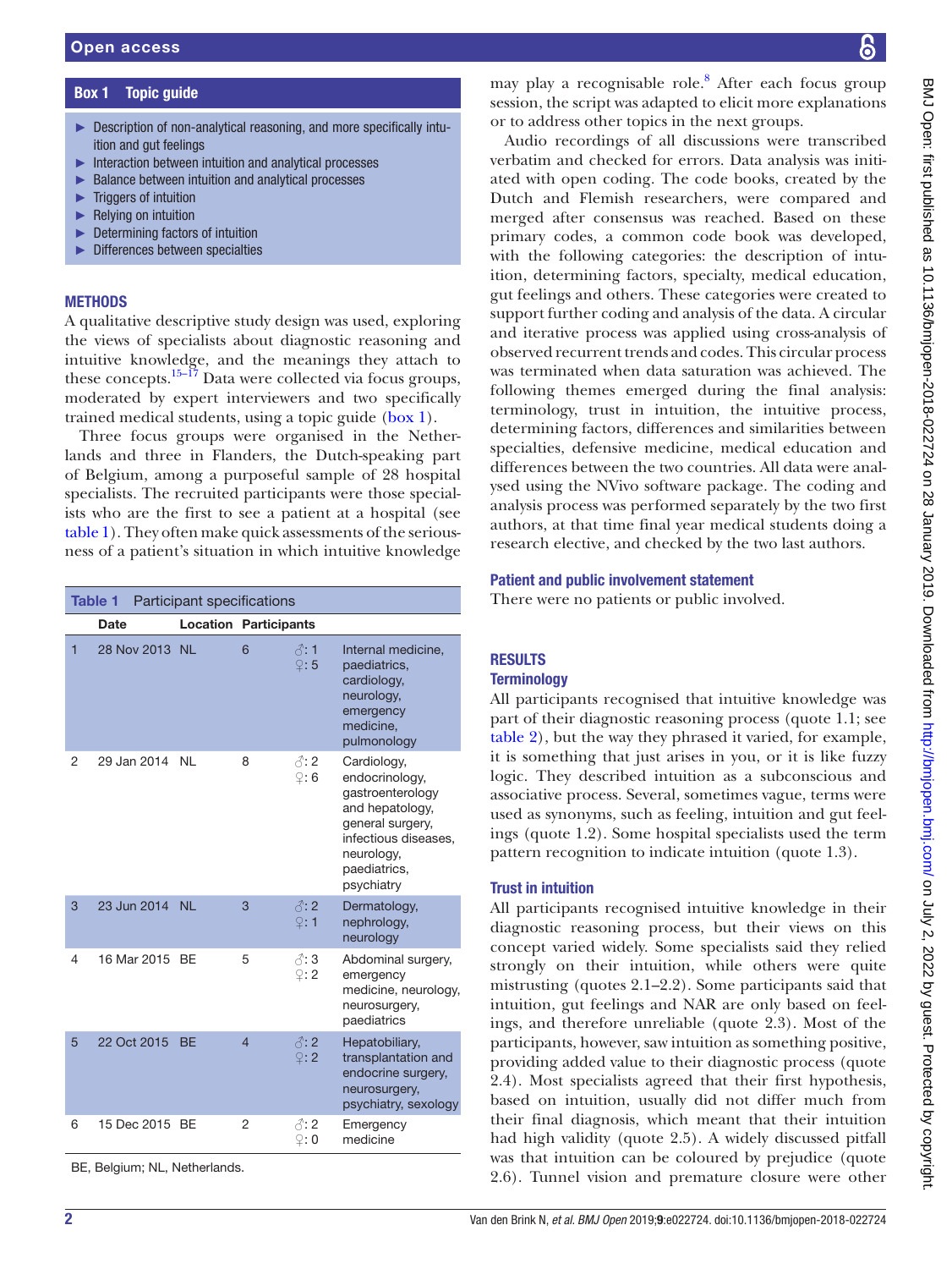**Box 1 Topic guide**

- Description of non-analytical reasoning, and more specifically intuition and gut feelings
- Interaction between intuition and analytical processes
- Balance between intuition and analytical processes
- Triggers of intuition
- Relying on intuition
- Determining factors of intuition
- Differences between specialties

## METHODS

A qualitative descriptive study design was used, exploring the views of specialists about diagnostic reasoning and intuitive knowledge, and the meanings they attach to these concepts.[15–17] Data were collected via focus groups, moderated by expert interviewers and two specifically trained medical students, using a topic guide (box 1).

Three focus groups were organised in the Netherlands and three in Flanders, the Dutch-speaking part of Belgium, among a purposeful sample of 28 hospital specialists. The recruited participants were those specialists who are the first to see a patient at a hospital (see table 1). They often make quick assessments of the seriousness of a patient's situation in which intuitive knowledge may play a recognisable role.[8] After each focus group session, the script was adapted to elicit more explanations or to address other topics in the next groups.

**Table 1** Participant specifications

| | Date | Location | Participants | | |
|---|---|---|---|---|---|
| 1 | 28 Nov 2013 | NL | 6 | ♂: 1 ♀: 5 | Internal medicine, paediatrics, cardiology, neurology, emergency medicine, pulmonology |
| 2 | 29 Jan 2014 | NL | 8 | ♂: 2 ♀: 6 | Cardiology, endocrinology, gastroenterology and hepatology, general surgery, infectious diseases, neurology, paediatrics, psychiatry |
| 3 | 23 Jun 2014 | NL | 3 | ♂: 2 ♀: 1 | Dermatology, nephrology, neurology |
| 4 | 16 Mar 2015 | BE | 5 | ♂: 3 ♀: 2 | Abdominal surgery, emergency medicine, neurology, neurosurgery, paediatrics |
| 5 | 22 Oct 2015 | BE | 4 | ♂: 2 ♀: 2 | Hepatobiliary, transplantation and endocrine surgery, neurosurgery, psychiatry, sexology |
| 6 | 15 Dec 2015 | BE | 2 | ♂: 2 ♀: 0 | Emergency medicine |

BE, Belgium; NL, Netherlands.

Audio recordings of all discussions were transcribed verbatim and checked for errors. Data analysis was initiated with open coding. The code books, created by the Dutch and Flemish researchers, were compared and merged after consensus was reached. Based on these primary codes, a common code book was developed, with the following categories: the description of intuition, determining factors, specialty, medical education, gut feelings and others. These categories were created to support further coding and analysis of the data. A circular and iterative process was applied using cross-analysis of observed recurrent trends and codes. This circular process was terminated when data saturation was achieved. The following themes emerged during the final analysis: terminology, trust in intuition, the intuitive process, determining factors, differences and similarities between specialties, defensive medicine, medical education and differences between the two countries. All data were analysed using the NVivo software package. The coding and analysis process was performed separately by the two first authors, at that time final year medical students doing a research elective, and checked by the two last authors.

### Patient and public involvement statement

There were no patients or public involved.

## RESULTS

### Terminology

All participants recognised that intuitive knowledge was part of their diagnostic reasoning process (quote 1.1; see table 2), but the way they phrased it varied, for example, it is something that just arises in you, or it is like fuzzy logic. They described intuition as a subconscious and associative process. Several, sometimes vague, terms were used as synonyms, such as feeling, intuition and gut feelings (quote 1.2). Some hospital specialists used the term pattern recognition to indicate intuition (quote 1.3).

### Trust in intuition

All participants recognised intuitive knowledge in their diagnostic reasoning process, but their views on this concept varied widely. Some specialists said they relied strongly on their intuition, while others were quite mistrusting (quotes 2.1–2.2). Some participants said that intuition, gut feelings and NAR are only based on feelings, and therefore unreliable (quote 2.3). Most of the participants, however, saw intuition as something positive, providing added value to their diagnostic process (quote 2.4). Most specialists agreed that their first hypothesis, based on intuition, usually did not differ much from their final diagnosis, which meant that their intuition had high validity (quote 2.5). A widely discussed pitfall was that intuition can be coloured by prejudice (quote 2.6). Tunnel vision and premature closure were other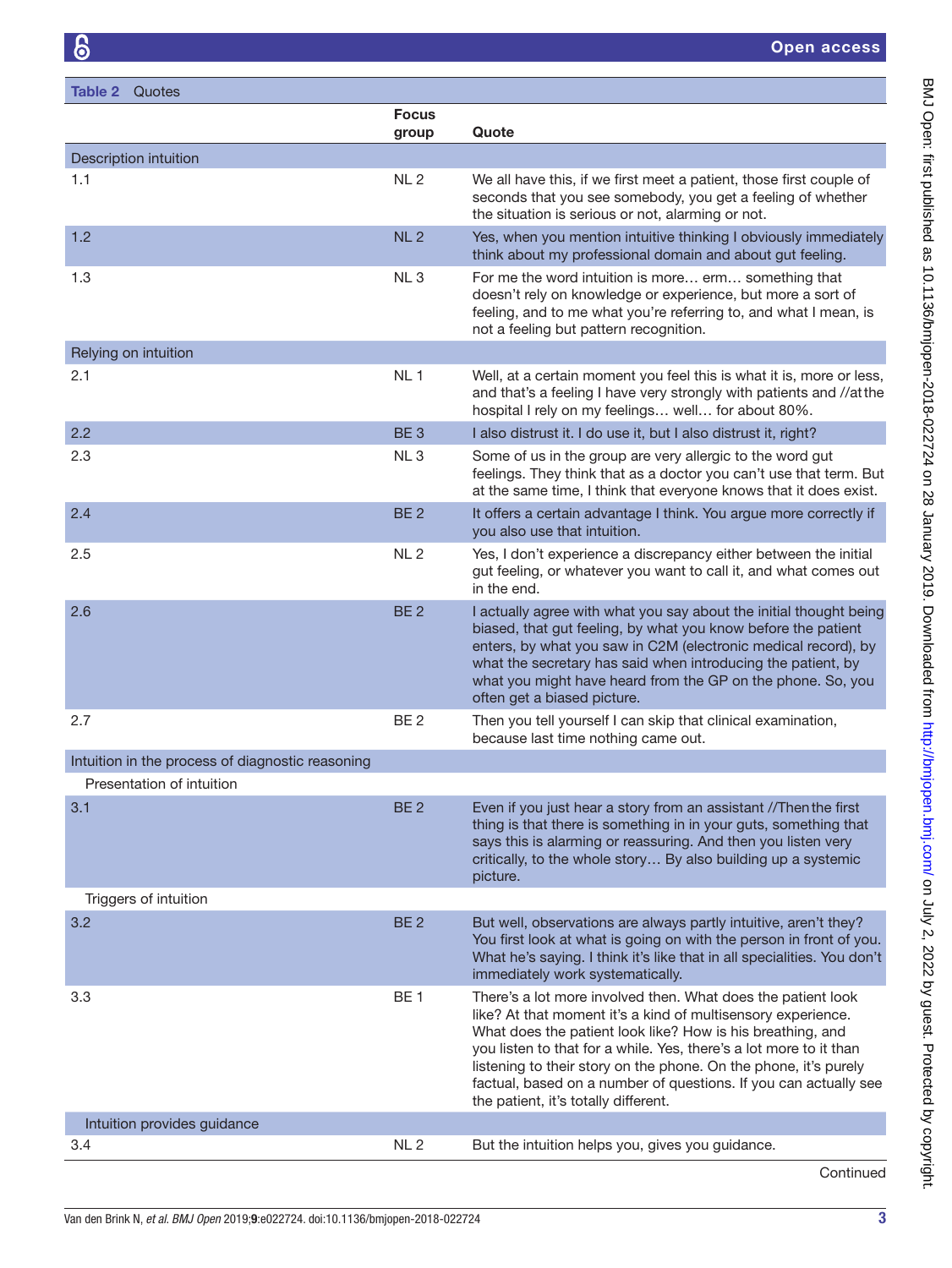**Table 2** Quotes

| | Focus group | Quote |
|---|---|---|
| Description intuition | | |
| 1.1 | NL 2 | We all have this, if we first meet a patient, those first couple of seconds that you see somebody, you get a feeling of whether the situation is serious or not, alarming or not. |
| 1.2 | NL 2 | Yes, when you mention intuitive thinking I obviously immediately think about my professional domain and about gut feeling. |
| 1.3 | NL 3 | For me the word intuition is more… erm… something that doesn't rely on knowledge or experience, but more a sort of feeling, and to me what you're referring to, and what I mean, is not a feeling but pattern recognition. |
| Relying on intuition | | |
| 2.1 | NL 1 | Well, at a certain moment you feel this is what it is, more or less, and that's a feeling I have very strongly with patients and //at the hospital I rely on my feelings… well… for about 80%. |
| 2.2 | BE 3 | I also distrust it. I do use it, but I also distrust it, right? |
| 2.3 | NL 3 | Some of us in the group are very allergic to the word gut feelings. They think that as a doctor you can't use that term. But at the same time, I think that everyone knows that it does exist. |
| 2.4 | BE 2 | It offers a certain advantage I think. You argue more correctly if you also use that intuition. |
| 2.5 | NL 2 | Yes, I don't experience a discrepancy either between the initial gut feeling, or whatever you want to call it, and what comes out in the end. |
| 2.6 | BE 2 | I actually agree with what you say about the initial thought being biased, that gut feeling, by what you know before the patient enters, by what you saw in C2M (electronic medical record), by what the secretary has said when introducing the patient, by what you might have heard from the GP on the phone. So, you often get a biased picture. |
| 2.7 | BE 2 | Then you tell yourself I can skip that clinical examination, because last time nothing came out. |
| Intuition in the process of diagnostic reasoning | | |
| Presentation of intuition | | |
| 3.1 | BE 2 | Even if you just hear a story from an assistant //Then the first thing is that there is something in in your guts, something that says this is alarming or reassuring. And then you listen very critically, to the whole story… By also building up a systemic picture. |
| Triggers of intuition | | |
| 3.2 | BE 2 | But well, observations are always partly intuitive, aren't they? You first look at what is going on with the person in front of you. What he's saying. I think it's like that in all specialities. You don't immediately work systematically. |
| 3.3 | BE 1 | There's a lot more involved then. What does the patient look like? At that moment it's a kind of multisensory experience. What does the patient look like? How is his breathing, and you listen to that for a while. Yes, there's a lot more to it than listening to their story on the phone. On the phone, it's purely factual, based on a number of questions. If you can actually see the patient, it's totally different. |
| Intuition provides guidance | | |
| 3.4 | NL 2 | But the intuition helps you, gives you guidance. |

Continued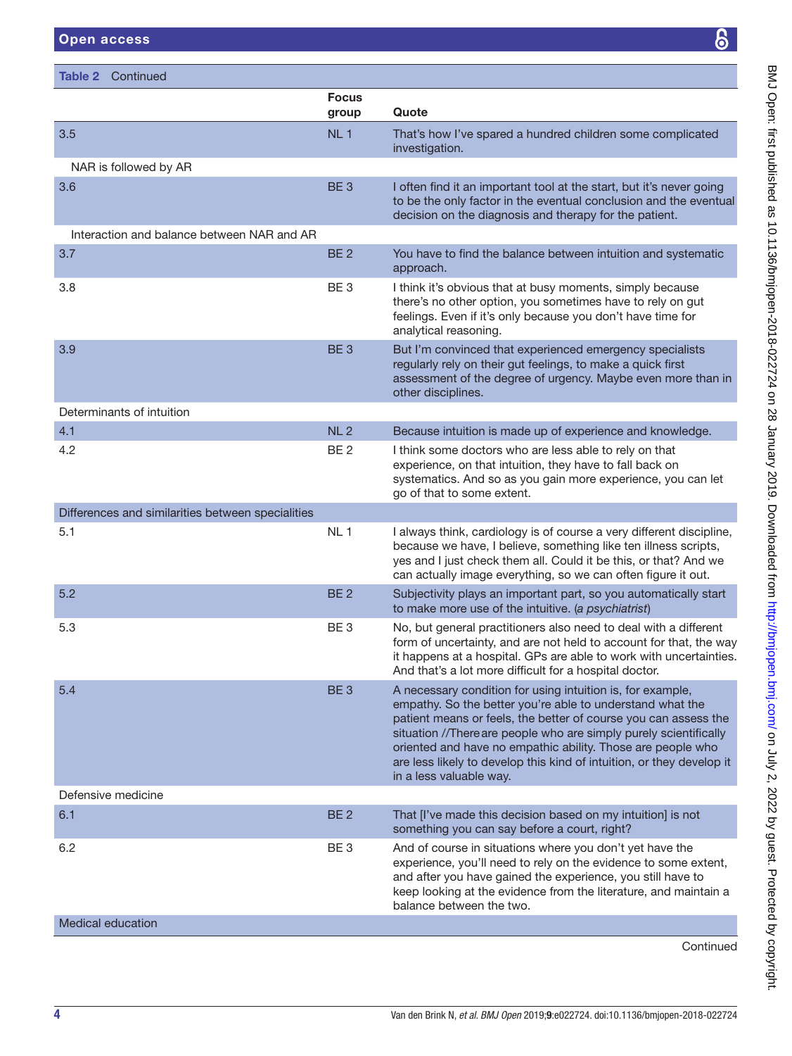**Table 2** Continued

| | Focus group | Quote |
|---|---|---|
| 3.5 | NL 1 | That's how I've spared a hundred children some complicated investigation. |
| NAR is followed by AR | | |
| 3.6 | BE 3 | I often find it an important tool at the start, but it's never going to be the only factor in the eventual conclusion and the eventual decision on the diagnosis and therapy for the patient. |
| Interaction and balance between NAR and AR | | |
| 3.7 | BE 2 | You have to find the balance between intuition and systematic approach. |
| 3.8 | BE 3 | I think it's obvious that at busy moments, simply because there's no other option, you sometimes have to rely on gut feelings. Even if it's only because you don't have time for analytical reasoning. |
| 3.9 | BE 3 | But I'm convinced that experienced emergency specialists regularly rely on their gut feelings, to make a quick first assessment of the degree of urgency. Maybe even more than in other disciplines. |
| Determinants of intuition | | |
| 4.1 | NL 2 | Because intuition is made up of experience and knowledge. |
| 4.2 | BE 2 | I think some doctors who are less able to rely on that experience, on that intuition, they have to fall back on systematics. And so as you gain more experience, you can let go of that to some extent. |
| Differences and similarities between specialities | | |
| 5.1 | NL 1 | I always think, cardiology is of course a very different discipline, because we have, I believe, something like ten illness scripts, yes and I just check them all. Could it be this, or that? And we can actually image everything, so we can often figure it out. |
| 5.2 | BE 2 | Subjectivity plays an important part, so you automatically start to make more use of the intuitive. (*a psychiatrist*) |
| 5.3 | BE 3 | No, but general practitioners also need to deal with a different form of uncertainty, and are not held to account for that, the way it happens at a hospital. GPs are able to work with uncertainties. And that's a lot more difficult for a hospital doctor. |
| 5.4 | BE 3 | A necessary condition for using intuition is, for example, empathy. So the better you're able to understand what the patient means or feels, the better of course you can assess the situation //There are people who are simply purely scientifically oriented and have no empathic ability. Those are people who are less likely to develop this kind of intuition, or they develop it in a less valuable way. |
| Defensive medicine | | |
| 6.1 | BE 2 | That [I've made this decision based on my intuition] is not something you can say before a court, right? |
| 6.2 | BE 3 | And of course in situations where you don't yet have the experience, you'll need to rely on the evidence to some extent, and after you have gained the experience, you still have to keep looking at the evidence from the literature, and maintain a balance between the two. |
| Medical education | | |

Continued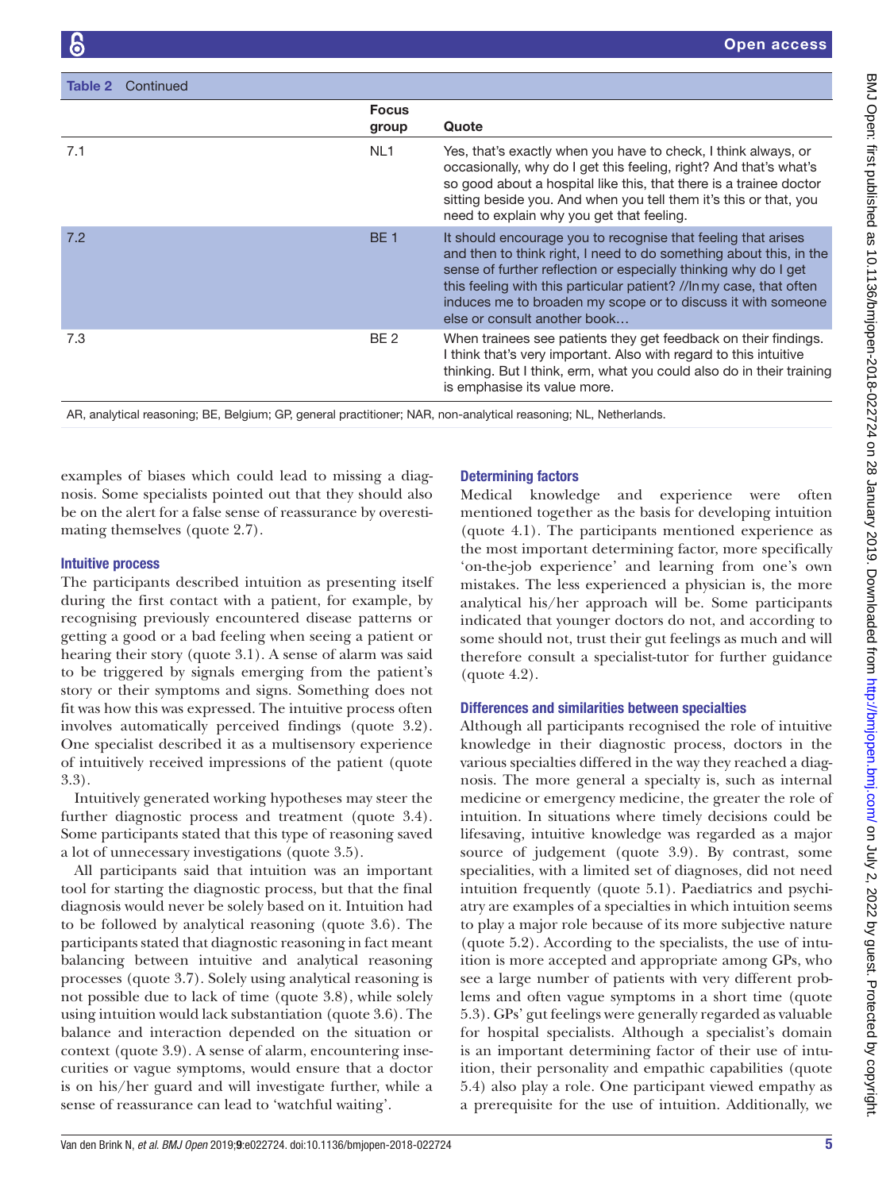**Table 2** Continued

| | Focus group | Quote |
|---|---|---|
| 7.1 | NL1 | Yes, that's exactly when you have to check, I think always, or occasionally, why do I get this feeling, right? And that's what's so good about a hospital like this, that there is a trainee doctor sitting beside you. And when you tell them it's this or that, you need to explain why you get that feeling. |
| 7.2 | BE 1 | It should encourage you to recognise that feeling that arises and then to think right, I need to do something about this, in the sense of further reflection or especially thinking why do I get this feeling with this particular patient? //In my case, that often induces me to broaden my scope or to discuss it with someone else or consult another book… |
| 7.3 | BE 2 | When trainees see patients they get feedback on their findings. I think that's very important. Also with regard to this intuitive thinking. But I think, erm, what you could also do in their training is emphasise its value more. |

AR, analytical reasoning; BE, Belgium; GP, general practitioner; NAR, non-analytical reasoning; NL, Netherlands.

examples of biases which could lead to missing a diagnosis. Some specialists pointed out that they should also be on the alert for a false sense of reassurance by overestimating themselves (quote 2.7).

### Intuitive process

The participants described intuition as presenting itself during the first contact with a patient, for example, by recognising previously encountered disease patterns or getting a good or a bad feeling when seeing a patient or hearing their story (quote 3.1). A sense of alarm was said to be triggered by signals emerging from the patient's story or their symptoms and signs. Something does not fit was how this was expressed. The intuitive process often involves automatically perceived findings (quote 3.2). One specialist described it as a multisensory experience of intuitively received impressions of the patient (quote 3.3).

Intuitively generated working hypotheses may steer the further diagnostic process and treatment (quote 3.4). Some participants stated that this type of reasoning saved a lot of unnecessary investigations (quote 3.5).

All participants said that intuition was an important tool for starting the diagnostic process, but that the final diagnosis would never be solely based on it. Intuition had to be followed by analytical reasoning (quote 3.6). The participants stated that diagnostic reasoning in fact meant balancing between intuitive and analytical reasoning processes (quote 3.7). Solely using analytical reasoning is not possible due to lack of time (quote 3.8), while solely using intuition would lack substantiation (quote 3.6). The balance and interaction depended on the situation or context (quote 3.9). A sense of alarm, encountering insecurities or vague symptoms, would ensure that a doctor is on his/her guard and will investigate further, while a sense of reassurance can lead to 'watchful waiting'.

### Determining factors

Medical knowledge and experience were often mentioned together as the basis for developing intuition (quote 4.1). The participants mentioned experience as the most important determining factor, more specifically 'on-the-job experience' and learning from one's own mistakes. The less experienced a physician is, the more analytical his/her approach will be. Some participants indicated that younger doctors do not, and according to some should not, trust their gut feelings as much and will therefore consult a specialist-tutor for further guidance (quote 4.2).

### Differences and similarities between specialties

Although all participants recognised the role of intuitive knowledge in their diagnostic process, doctors in the various specialties differed in the way they reached a diagnosis. The more general a specialty is, such as internal medicine or emergency medicine, the greater the role of intuition. In situations where timely decisions could be lifesaving, intuitive knowledge was regarded as a major source of judgement (quote 3.9). By contrast, some specialities, with a limited set of diagnoses, did not need intuition frequently (quote 5.1). Paediatrics and psychiatry are examples of a specialties in which intuition seems to play a major role because of its more subjective nature (quote 5.2). According to the specialists, the use of intuition is more accepted and appropriate among GPs, who see a large number of patients with very different problems and often vague symptoms in a short time (quote 5.3). GPs' gut feelings were generally regarded as valuable for hospital specialists. Although a specialist's domain is an important determining factor of their use of intuition, their personality and empathic capabilities (quote 5.4) also play a role. One participant viewed empathy as a prerequisite for the use of intuition. Additionally, we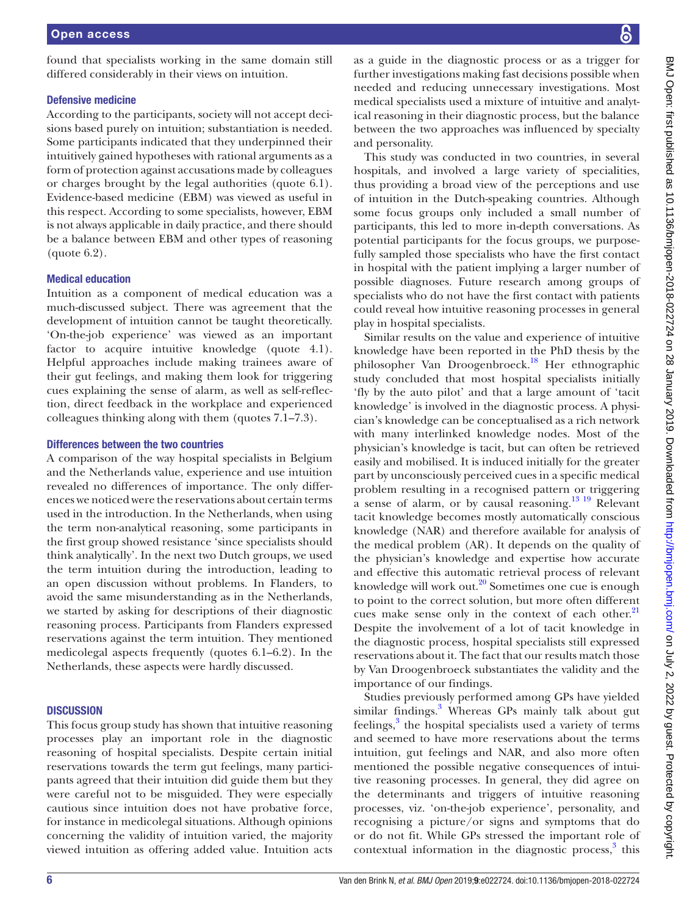found that specialists working in the same domain still differed considerably in their views on intuition.

### Defensive medicine

According to the participants, society will not accept decisions based purely on intuition; substantiation is needed. Some participants indicated that they underpinned their intuitively gained hypotheses with rational arguments as a form of protection against accusations made by colleagues or charges brought by the legal authorities (quote 6.1). Evidence-based medicine (EBM) was viewed as useful in this respect. According to some specialists, however, EBM is not always applicable in daily practice, and there should be a balance between EBM and other types of reasoning (quote 6.2).

### Medical education

Intuition as a component of medical education was a much-discussed subject. There was agreement that the development of intuition cannot be taught theoretically. 'On-the-job experience' was viewed as an important factor to acquire intuitive knowledge (quote 4.1). Helpful approaches include making trainees aware of their gut feelings, and making them look for triggering cues explaining the sense of alarm, as well as self-reflection, direct feedback in the workplace and experienced colleagues thinking along with them (quotes 7.1–7.3).

### Differences between the two countries

A comparison of the way hospital specialists in Belgium and the Netherlands value, experience and use intuition revealed no differences of importance. The only differences we noticed were the reservations about certain terms used in the introduction. In the Netherlands, when using the term non-analytical reasoning, some participants in the first group showed resistance 'since specialists should think analytically'. In the next two Dutch groups, we used the term intuition during the introduction, leading to an open discussion without problems. In Flanders, to avoid the same misunderstanding as in the Netherlands, we started by asking for descriptions of their diagnostic reasoning process. Participants from Flanders expressed reservations against the term intuition. They mentioned medicolegal aspects frequently (quotes 6.1–6.2). In the Netherlands, these aspects were hardly discussed.

## DISCUSSION

This focus group study has shown that intuitive reasoning processes play an important role in the diagnostic reasoning of hospital specialists. Despite certain initial reservations towards the term gut feelings, many participants agreed that their intuition did guide them but they were careful not to be misguided. They were especially cautious since intuition does not have probative force, for instance in medicolegal situations. Although opinions concerning the validity of intuition varied, the majority viewed intuition as offering added value. Intuition acts as a guide in the diagnostic process or as a trigger for further investigations making fast decisions possible when needed and reducing unnecessary investigations. Most medical specialists used a mixture of intuitive and analytical reasoning in their diagnostic process, but the balance between the two approaches was influenced by specialty and personality.

This study was conducted in two countries, in several hospitals, and involved a large variety of specialities, thus providing a broad view of the perceptions and use of intuition in the Dutch-speaking countries. Although some focus groups only included a small number of participants, this led to more in-depth conversations. As potential participants for the focus groups, we purposefully sampled those specialists who have the first contact in hospital with the patient implying a larger number of possible diagnoses. Future research among groups of specialists who do not have the first contact with patients could reveal how intuitive reasoning processes in general play in hospital specialists.

Similar results on the value and experience of intuitive knowledge have been reported in the PhD thesis by the philosopher Van Droogenbroeck.[18] Her ethnographic study concluded that most hospital specialists initially 'fly by the auto pilot' and that a large amount of 'tacit knowledge' is involved in the diagnostic process. A physician's knowledge can be conceptualised as a rich network with many interlinked knowledge nodes. Most of the physician's knowledge is tacit, but can often be retrieved easily and mobilised. It is induced initially for the greater part by unconsciously perceived cues in a specific medical problem resulting in a recognised pattern or triggering a sense of alarm, or by causal reasoning.[13 19] Relevant tacit knowledge becomes mostly automatically conscious knowledge (NAR) and therefore available for analysis of the medical problem (AR). It depends on the quality of the physician's knowledge and expertise how accurate and effective this automatic retrieval process of relevant knowledge will work out.[20] Sometimes one cue is enough to point to the correct solution, but more often different cues make sense only in the context of each other.[21] Despite the involvement of a lot of tacit knowledge in the diagnostic process, hospital specialists still expressed reservations about it. The fact that our results match those by Van Droogenbroeck substantiates the validity and the importance of our findings.

Studies previously performed among GPs have yielded similar findings.[3] Whereas GPs mainly talk about gut feelings,[3] the hospital specialists used a variety of terms and seemed to have more reservations about the terms intuition, gut feelings and NAR, and also more often mentioned the possible negative consequences of intuitive reasoning processes. In general, they did agree on the determinants and triggers of intuitive reasoning processes, viz. 'on-the-job experience', personality, and recognising a picture/or signs and symptoms that do or do not fit. While GPs stressed the important role of contextual information in the diagnostic process,[3] this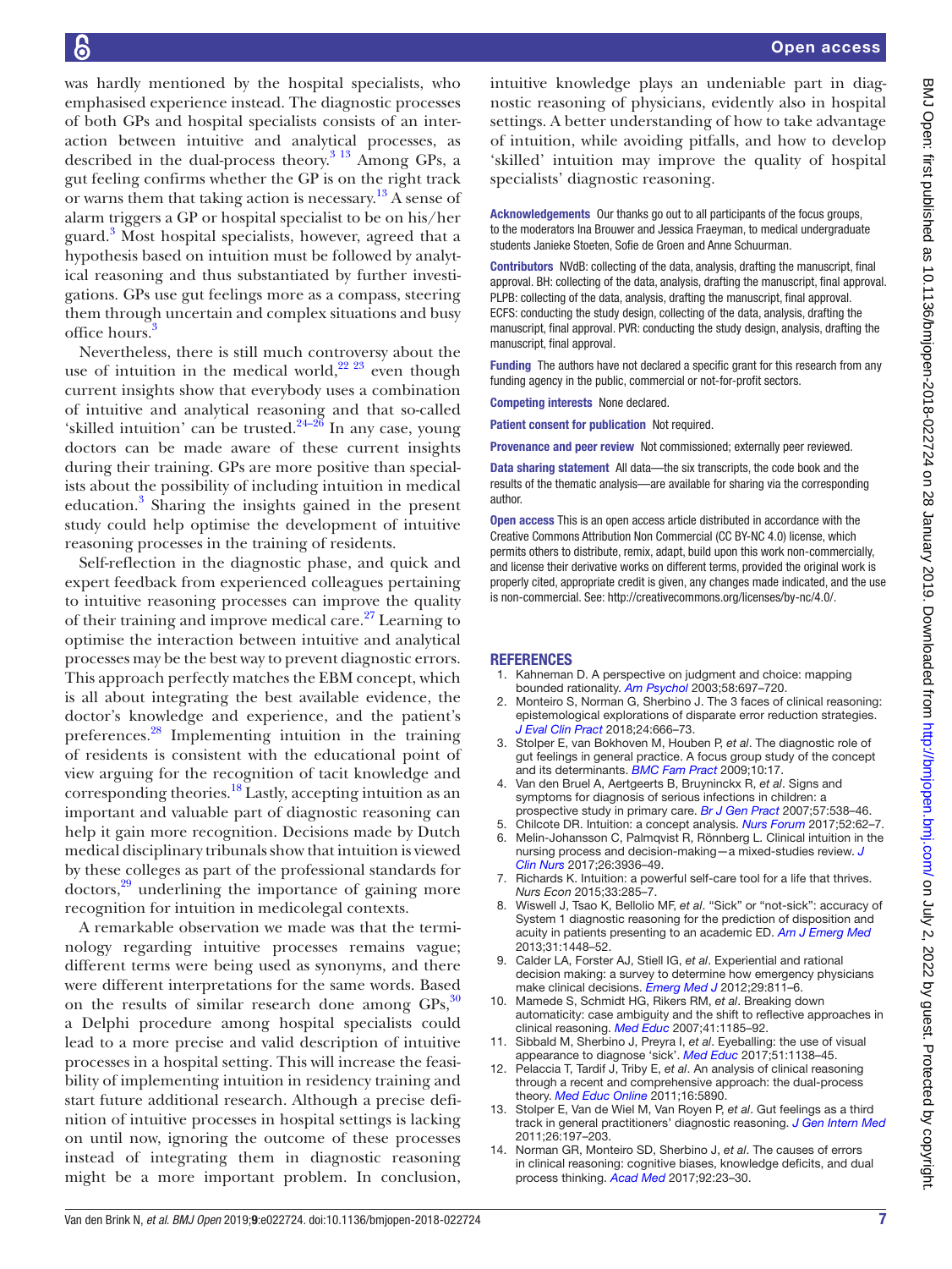was hardly mentioned by the hospital specialists, who emphasised experience instead. The diagnostic processes of both GPs and hospital specialists consists of an interaction between intuitive and analytical processes, as described in the dual-process theory.[3 13] Among GPs, a gut feeling confirms whether the GP is on the right track or warns them that taking action is necessary.[13] A sense of alarm triggers a GP or hospital specialist to be on his/her guard.[3] Most hospital specialists, however, agreed that a hypothesis based on intuition must be followed by analytical reasoning and thus substantiated by further investigations. GPs use gut feelings more as a compass, steering them through uncertain and complex situations and busy office hours.[3]

Nevertheless, there is still much controversy about the use of intuition in the medical world,[22 23] even though current insights show that everybody uses a combination of intuitive and analytical reasoning and that so-called 'skilled intuition' can be trusted.[24–26] In any case, young doctors can be made aware of these current insights during their training. GPs are more positive than specialists about the possibility of including intuition in medical education.[3] Sharing the insights gained in the present study could help optimise the development of intuitive reasoning processes in the training of residents.

Self-reflection in the diagnostic phase, and quick and expert feedback from experienced colleagues pertaining to intuitive reasoning processes can improve the quality of their training and improve medical care.[27] Learning to optimise the interaction between intuitive and analytical processes may be the best way to prevent diagnostic errors. This approach perfectly matches the EBM concept, which is all about integrating the best available evidence, the doctor's knowledge and experience, and the patient's preferences.[28] Implementing intuition in the training of residents is consistent with the educational point of view arguing for the recognition of tacit knowledge and corresponding theories.[18] Lastly, accepting intuition as an important and valuable part of diagnostic reasoning can help it gain more recognition. Decisions made by Dutch medical disciplinary tribunals show that intuition is viewed by these colleges as part of the professional standards for doctors,[29] underlining the importance of gaining more recognition for intuition in medicolegal contexts.

A remarkable observation we made was that the terminology regarding intuitive processes remains vague; different terms were being used as synonyms, and there were different interpretations for the same words. Based on the results of similar research done among GPs,[30] a Delphi procedure among hospital specialists could lead to a more precise and valid description of intuitive processes in a hospital setting. This will increase the feasibility of implementing intuition in residency training and start future additional research. Although a precise definition of intuitive processes in hospital settings is lacking on until now, ignoring the outcome of these processes instead of integrating them in diagnostic reasoning might be a more important problem. In conclusion, intuitive knowledge plays an undeniable part in diagnostic reasoning of physicians, evidently also in hospital settings. A better understanding of how to take advantage of intuition, while avoiding pitfalls, and how to develop 'skilled' intuition may improve the quality of hospital specialists' diagnostic reasoning.

**Acknowledgements** Our thanks go out to all participants of the focus groups, to the moderators Ina Brouwer and Jessica Fraeyman, to medical undergraduate students Janieke Stoeten, Sofie de Groen and Anne Schuurman.

**Contributors** NVdB: collecting of the data, analysis, drafting the manuscript, final approval. BH: collecting of the data, analysis, drafting the manuscript, final approval. PLPB: collecting of the data, analysis, drafting the manuscript, final approval. ECFS: conducting the study design, collecting of the data, analysis, drafting the manuscript, final approval. PVR: conducting the study design, analysis, drafting the manuscript, final approval.

**Funding** The authors have not declared a specific grant for this research from any funding agency in the public, commercial or not-for-profit sectors.

**Competing interests** None declared.

**Patient consent for publication** Not required.

**Provenance and peer review** Not commissioned; externally peer reviewed.

**Data sharing statement** All data—the six transcripts, the code book and the results of the thematic analysis—are available for sharing via the corresponding author.

**Open access** This is an open access article distributed in accordance with the Creative Commons Attribution Non Commercial (CC BY-NC 4.0) license, which permits others to distribute, remix, adapt, build upon this work non-commercially, and license their derivative works on different terms, provided the original work is properly cited, appropriate credit is given, any changes made indicated, and the use is non-commercial. See: http://creativecommons.org/licenses/by-nc/4.0/.

## REFERENCES

1. Kahneman D. A perspective on judgment and choice: mapping bounded rationality. *Am Psychol* 2003;58:697–720.
2. Monteiro S, Norman G, Sherbino J. The 3 faces of clinical reasoning: epistemological explorations of disparate error reduction strategies. *J Eval Clin Pract* 2018;24:666–73.
3. Stolper E, van Bokhoven M, Houben P, *et al*. The diagnostic role of gut feelings in general practice. A focus group study of the concept and its determinants. *BMC Fam Pract* 2009;10:17.
4. Van den Bruel A, Aertgeerts B, Bruyninckx R, *et al*. Signs and symptoms for diagnosis of serious infections in children: a prospective study in primary care. *Br J Gen Pract* 2007;57:538–46.
5. Chilcote DR. Intuition: a concept analysis. *Nurs Forum* 2017;52:62–7.
6. Melin-Johansson C, Palmqvist R, Rönnberg L. Clinical intuition in the nursing process and decision-making—a mixed-studies review. *J Clin Nurs* 2017;26:3936–49.
7. Richards K. Intuition: a powerful self-care tool for a life that thrives. *Nurs Econ* 2015;33:285–7.
8. Wiswell J, Tsao K, Bellolio MF, *et al*. "Sick" or "not-sick": accuracy of System 1 diagnostic reasoning for the prediction of disposition and acuity in patients presenting to an academic ED. *Am J Emerg Med* 2013;31:1448–52.
9. Calder LA, Forster AJ, Stiell IG, *et al*. Experiential and rational decision making: a survey to determine how emergency physicians make clinical decisions. *Emerg Med J* 2012;29:811–6.
10. Mamede S, Schmidt HG, Rikers RM, *et al*. Breaking down automaticity: case ambiguity and the shift to reflective approaches in clinical reasoning. *Med Educ* 2007;41:1185–92.
11. Sibbald M, Sherbino J, Preyra I, *et al*. Eyeballing: the use of visual appearance to diagnose 'sick'. *Med Educ* 2017;51:1138–45.
12. Pelaccia T, Tardif J, Triby E, *et al*. An analysis of clinical reasoning through a recent and comprehensive approach: the dual-process theory. *Med Educ Online* 2011;16:5890.
13. Stolper E, Van de Wiel M, Van Royen P, *et al*. Gut feelings as a third track in general practitioners' diagnostic reasoning. *J Gen Intern Med* 2011;26:197–203.
14. Norman GR, Monteiro SD, Sherbino J, *et al*. The causes of errors in clinical reasoning: cognitive biases, knowledge deficits, and dual process thinking. *Acad Med* 2017;92:23–30.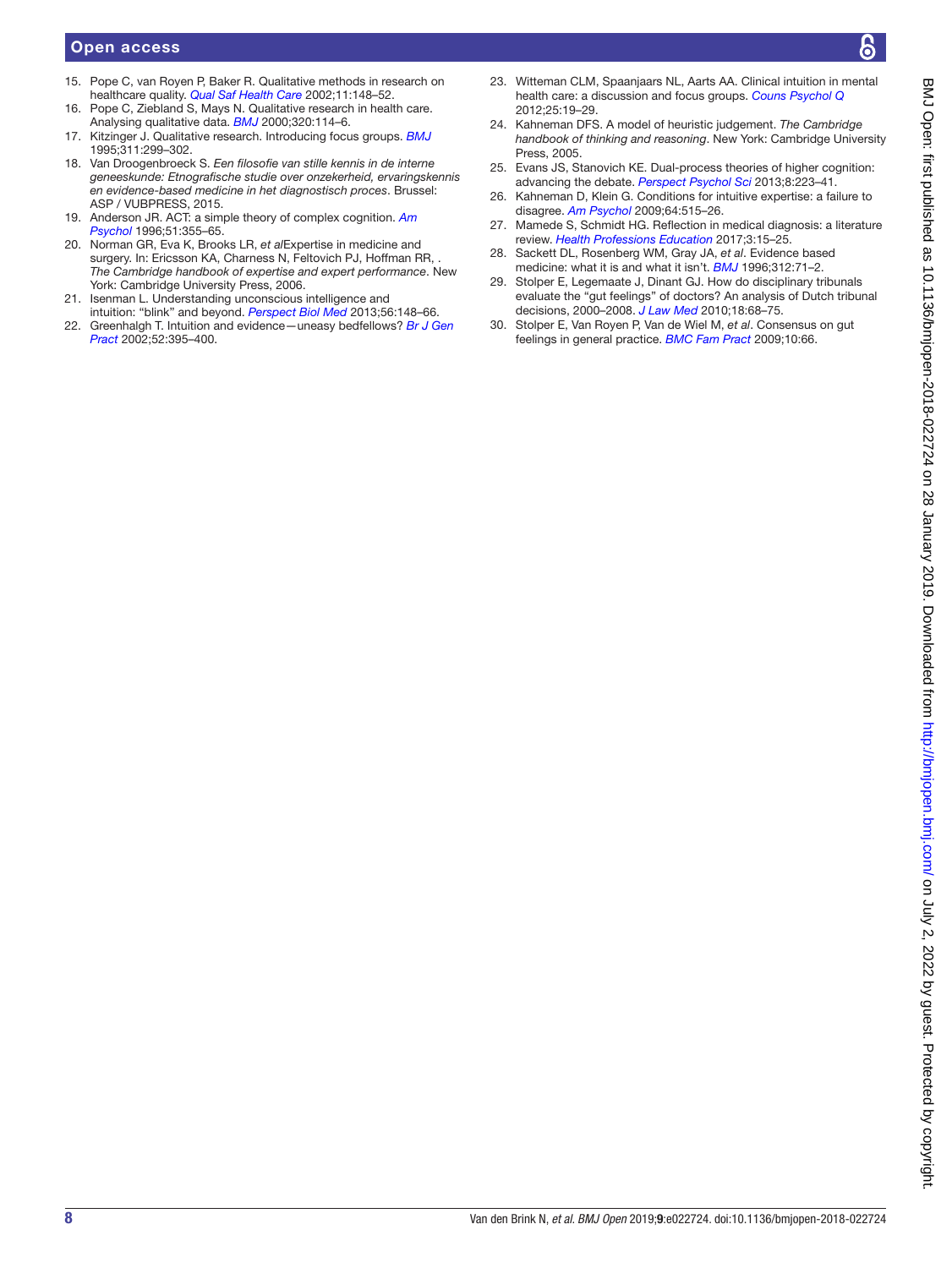15. Pope C, van Royen P, Baker R. Qualitative methods in research on healthcare quality. *Qual Saf Health Care* 2002;11:148–52.
16. Pope C, Ziebland S, Mays N. Qualitative research in health care. Analysing qualitative data. *BMJ* 2000;320:114–6.
17. Kitzinger J. Qualitative research. Introducing focus groups. *BMJ* 1995;311:299–302.
18. Van Droogenbroeck S. *Een filosofie van stille kennis in de interne geneeskunde: Etnografische studie over onzekerheid, ervaringskennis en evidence-based medicine in het diagnostisch proces*. Brussel: ASP / VUBPRESS, 2015.
19. Anderson JR. ACT: a simple theory of complex cognition. *Am Psychol* 1996;51:355–65.
20. Norman GR, Eva K, Brooks LR, *et al*Expertise in medicine and surgery. In: Ericsson KA, Charness N, Feltovich PJ, Hoffman RR, . *The Cambridge handbook of expertise and expert performance*. New York: Cambridge University Press, 2006.
21. Isenman L. Understanding unconscious intelligence and intuition: "blink" and beyond. *Perspect Biol Med* 2013;56:148–66.
22. Greenhalgh T. Intuition and evidence—uneasy bedfellows? *Br J Gen Pract* 2002;52:395–400.
23. Witteman CLM, Spaanjaars NL, Aarts AA. Clinical intuition in mental health care: a discussion and focus groups. *Couns Psychol Q* 2012;25:19–29.
24. Kahneman DFS. A model of heuristic judgement. *The Cambridge handbook of thinking and reasoning*. New York: Cambridge University Press, 2005.
25. Evans JS, Stanovich KE. Dual-process theories of higher cognition: advancing the debate. *Perspect Psychol Sci* 2013;8:223–41.
26. Kahneman D, Klein G. Conditions for intuitive expertise: a failure to disagree. *Am Psychol* 2009;64:515–26.
27. Mamede S, Schmidt HG. Reflection in medical diagnosis: a literature review. *Health Professions Education* 2017;3:15–25.
28. Sackett DL, Rosenberg WM, Gray JA, *et al*. Evidence based medicine: what it is and what it isn't. *BMJ* 1996;312:71–2.
29. Stolper E, Legemaate J, Dinant GJ. How do disciplinary tribunals evaluate the "gut feelings" of doctors? An analysis of Dutch tribunal decisions, 2000–2008. *J Law Med* 2010;18:68–75.
30. Stolper E, Van Royen P, Van de Wiel M, *et al*. Consensus on gut feelings in general practice. *BMC Fam Pract* 2009;10:66.